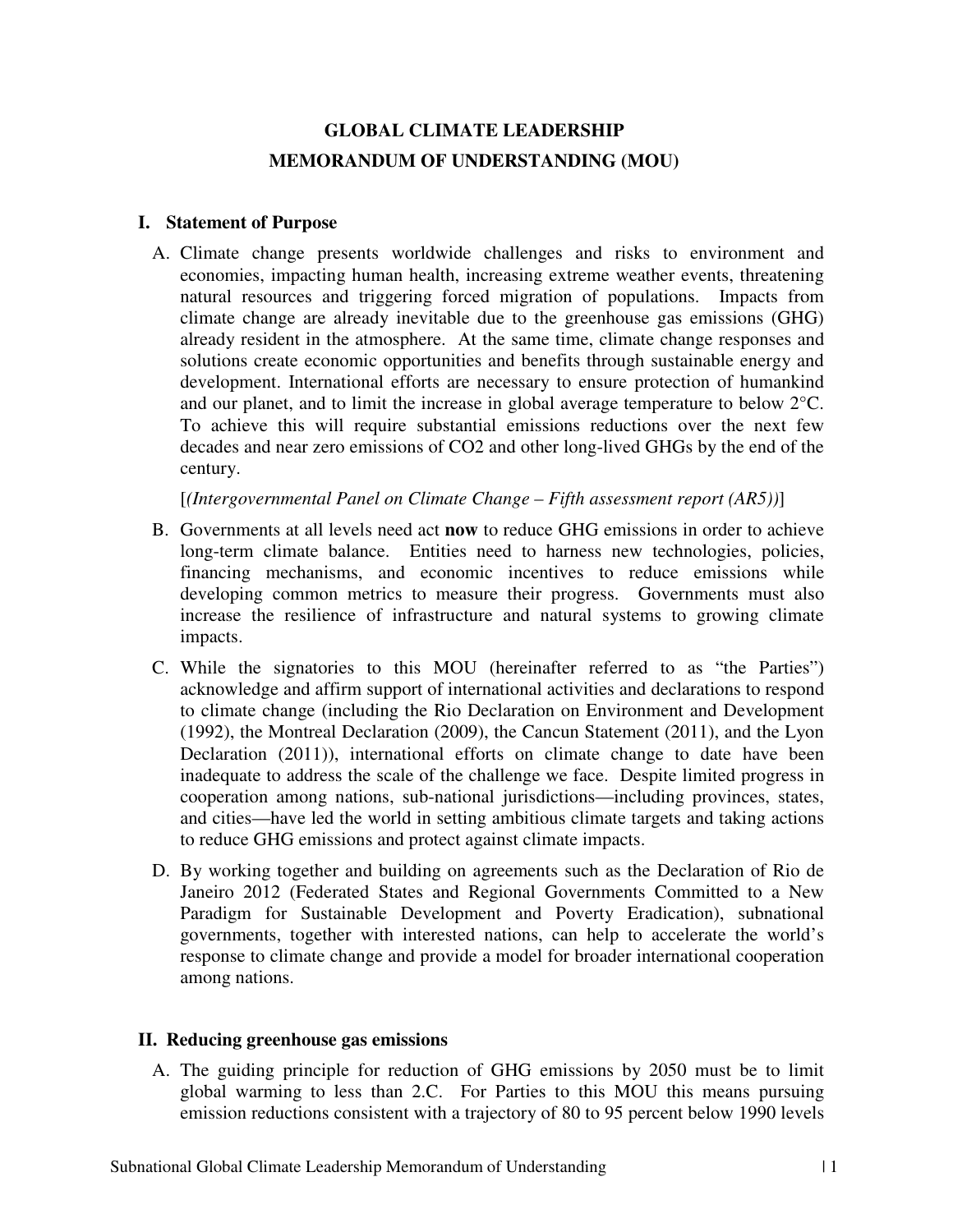# GLOBAL CLIMATE LEADERSHIP
# MEMORANDUM OF UNDERSTANDING (MOU)

## I. Statement of Purpose

A. Climate change presents worldwide challenges and risks to environment and economies, impacting human health, increasing extreme weather events, threatening natural resources and triggering forced migration of populations. Impacts from climate change are already inevitable due to the greenhouse gas emissions (GHG) already resident in the atmosphere. At the same time, climate change responses and solutions create economic opportunities and benefits through sustainable energy and development. International efforts are necessary to ensure protection of humankind and our planet, and to limit the increase in global average temperature to below 2°C. To achieve this will require substantial emissions reductions over the next few decades and near zero emissions of CO2 and other long-lived GHGs by the end of the century.

   [*(Intergovernmental Panel on Climate Change – Fifth assessment report (AR5))*]

B. Governments at all levels need act **now** to reduce GHG emissions in order to achieve long-term climate balance. Entities need to harness new technologies, policies, financing mechanisms, and economic incentives to reduce emissions while developing common metrics to measure their progress. Governments must also increase the resilience of infrastructure and natural systems to growing climate impacts.

C. While the signatories to this MOU (hereinafter referred to as "the Parties") acknowledge and affirm support of international activities and declarations to respond to climate change (including the Rio Declaration on Environment and Development (1992), the Montreal Declaration (2009), the Cancun Statement (2011), and the Lyon Declaration (2011)), international efforts on climate change to date have been inadequate to address the scale of the challenge we face. Despite limited progress in cooperation among nations, sub-national jurisdictions—including provinces, states, and cities—have led the world in setting ambitious climate targets and taking actions to reduce GHG emissions and protect against climate impacts.

D. By working together and building on agreements such as the Declaration of Rio de Janeiro 2012 (Federated States and Regional Governments Committed to a New Paradigm for Sustainable Development and Poverty Eradication), subnational governments, together with interested nations, can help to accelerate the world's response to climate change and provide a model for broader international cooperation among nations.

## II. Reducing greenhouse gas emissions

A. The guiding principle for reduction of GHG emissions by 2050 must be to limit global warming to less than 2.C. For Parties to this MOU this means pursuing emission reductions consistent with a trajectory of 80 to 95 percent below 1990 levels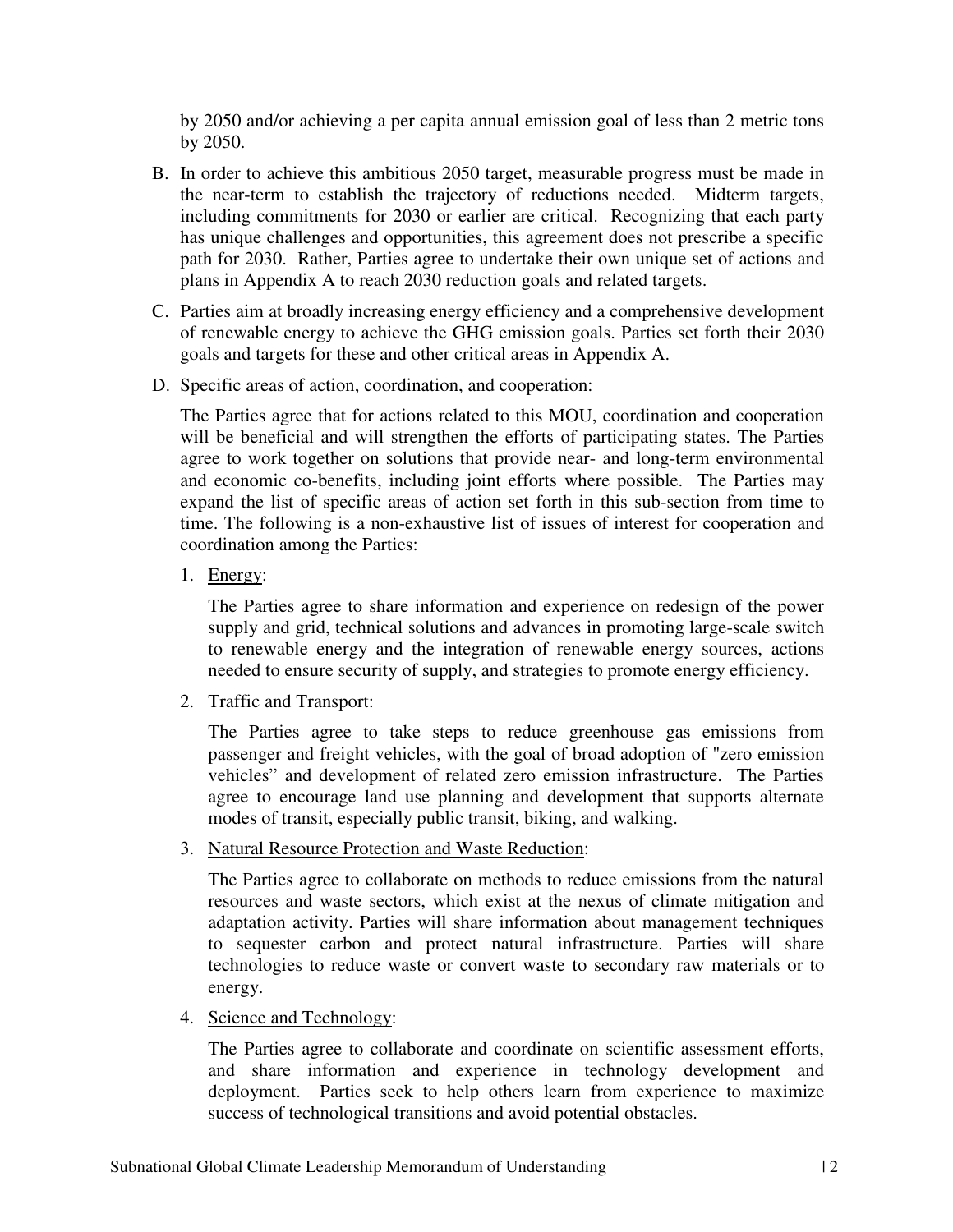by 2050 and/or achieving a per capita annual emission goal of less than 2 metric tons by 2050.

B. In order to achieve this ambitious 2050 target, measurable progress must be made in the near-term to establish the trajectory of reductions needed. Midterm targets, including commitments for 2030 or earlier are critical. Recognizing that each party has unique challenges and opportunities, this agreement does not prescribe a specific path for 2030. Rather, Parties agree to undertake their own unique set of actions and plans in Appendix A to reach 2030 reduction goals and related targets.

C. Parties aim at broadly increasing energy efficiency and a comprehensive development of renewable energy to achieve the GHG emission goals. Parties set forth their 2030 goals and targets for these and other critical areas in Appendix A.

D. Specific areas of action, coordination, and cooperation:

The Parties agree that for actions related to this MOU, coordination and cooperation will be beneficial and will strengthen the efforts of participating states. The Parties agree to work together on solutions that provide near- and long-term environmental and economic co-benefits, including joint efforts where possible. The Parties may expand the list of specific areas of action set forth in this sub-section from time to time. The following is a non-exhaustive list of issues of interest for cooperation and coordination among the Parties:

1. Energy:

   The Parties agree to share information and experience on redesign of the power supply and grid, technical solutions and advances in promoting large-scale switch to renewable energy and the integration of renewable energy sources, actions needed to ensure security of supply, and strategies to promote energy efficiency.

2. Traffic and Transport:

   The Parties agree to take steps to reduce greenhouse gas emissions from passenger and freight vehicles, with the goal of broad adoption of "zero emission vehicles" and development of related zero emission infrastructure. The Parties agree to encourage land use planning and development that supports alternate modes of transit, especially public transit, biking, and walking.

3. Natural Resource Protection and Waste Reduction:

   The Parties agree to collaborate on methods to reduce emissions from the natural resources and waste sectors, which exist at the nexus of climate mitigation and adaptation activity. Parties will share information about management techniques to sequester carbon and protect natural infrastructure. Parties will share technologies to reduce waste or convert waste to secondary raw materials or to energy.

4. Science and Technology:

   The Parties agree to collaborate and coordinate on scientific assessment efforts, and share information and experience in technology development and deployment. Parties seek to help others learn from experience to maximize success of technological transitions and avoid potential obstacles.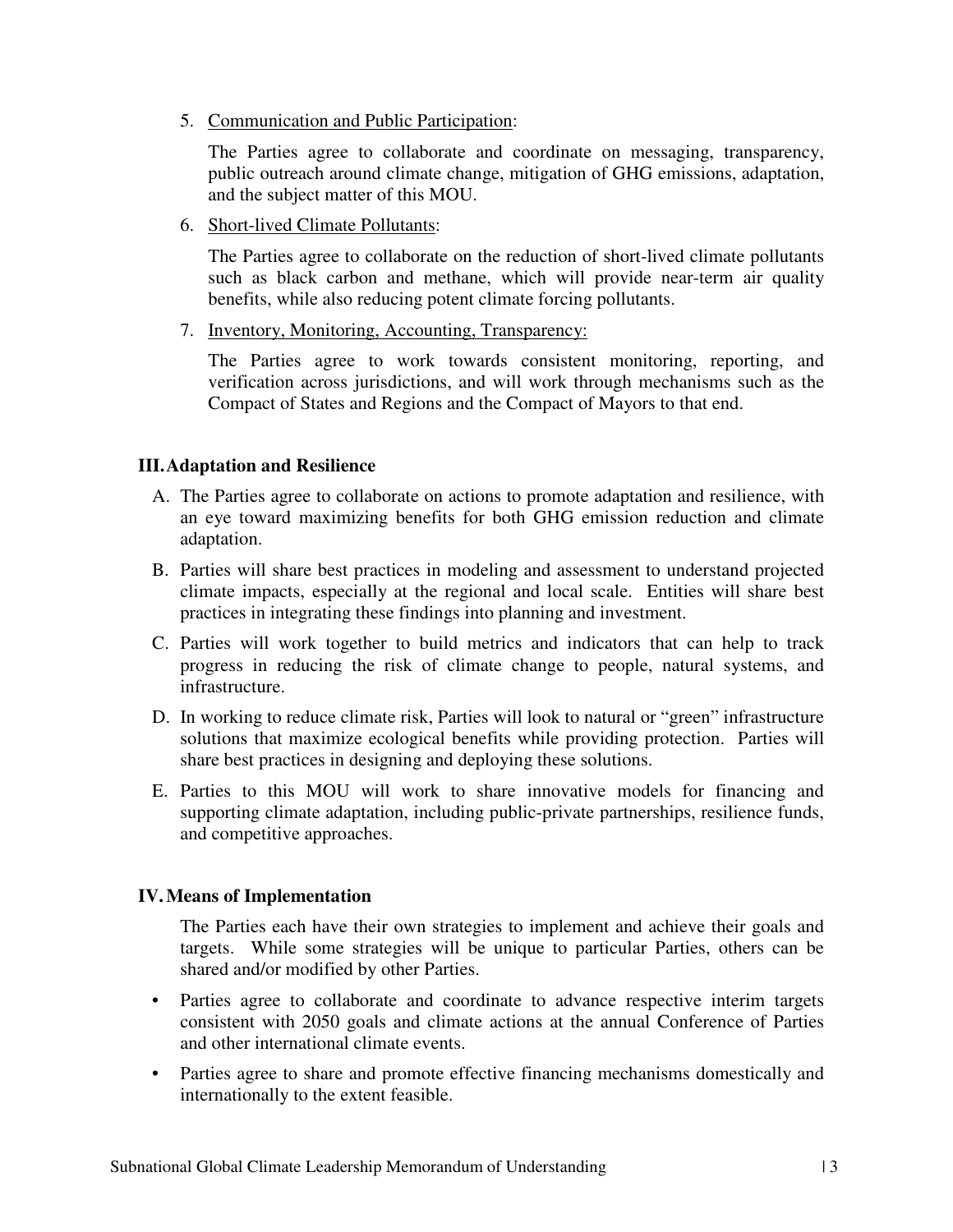5. Communication and Public Participation:

   The Parties agree to collaborate and coordinate on messaging, transparency, public outreach around climate change, mitigation of GHG emissions, adaptation, and the subject matter of this MOU.

6. Short-lived Climate Pollutants:

   The Parties agree to collaborate on the reduction of short-lived climate pollutants such as black carbon and methane, which will provide near-term air quality benefits, while also reducing potent climate forcing pollutants.

7. Inventory, Monitoring, Accounting, Transparency:

   The Parties agree to work towards consistent monitoring, reporting, and verification across jurisdictions, and will work through mechanisms such as the Compact of States and Regions and the Compact of Mayors to that end.

## III. Adaptation and Resilience

A. The Parties agree to collaborate on actions to promote adaptation and resilience, with an eye toward maximizing benefits for both GHG emission reduction and climate adaptation.

B. Parties will share best practices in modeling and assessment to understand projected climate impacts, especially at the regional and local scale. Entities will share best practices in integrating these findings into planning and investment.

C. Parties will work together to build metrics and indicators that can help to track progress in reducing the risk of climate change to people, natural systems, and infrastructure.

D. In working to reduce climate risk, Parties will look to natural or "green" infrastructure solutions that maximize ecological benefits while providing protection. Parties will share best practices in designing and deploying these solutions.

E. Parties to this MOU will work to share innovative models for financing and supporting climate adaptation, including public-private partnerships, resilience funds, and competitive approaches.

## IV. Means of Implementation

The Parties each have their own strategies to implement and achieve their goals and targets. While some strategies will be unique to particular Parties, others can be shared and/or modified by other Parties.

- Parties agree to collaborate and coordinate to advance respective interim targets consistent with 2050 goals and climate actions at the annual Conference of Parties and other international climate events.
- Parties agree to share and promote effective financing mechanisms domestically and internationally to the extent feasible.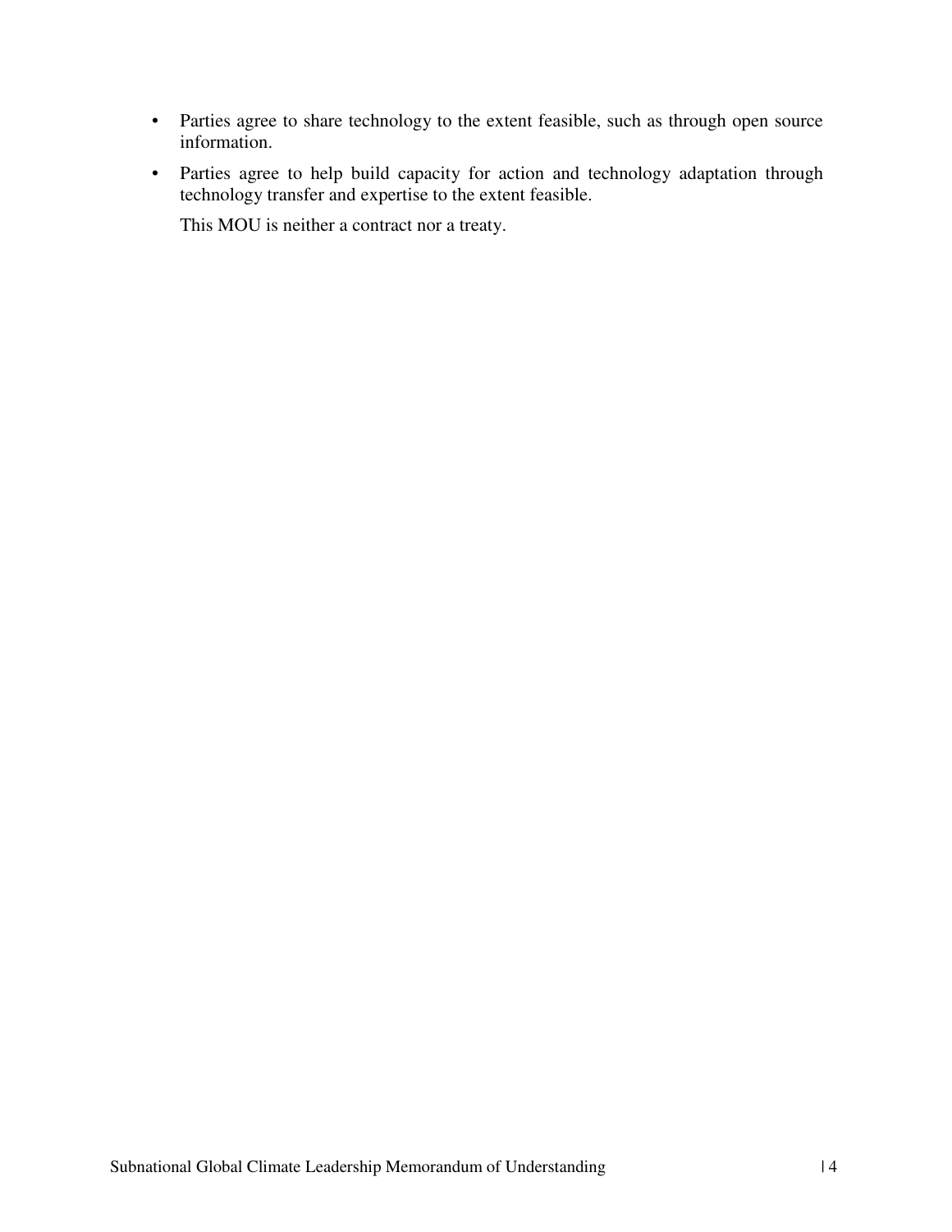- Parties agree to share technology to the extent feasible, such as through open source information.
- Parties agree to help build capacity for action and technology adaptation through technology transfer and expertise to the extent feasible.

This MOU is neither a contract nor a treaty.